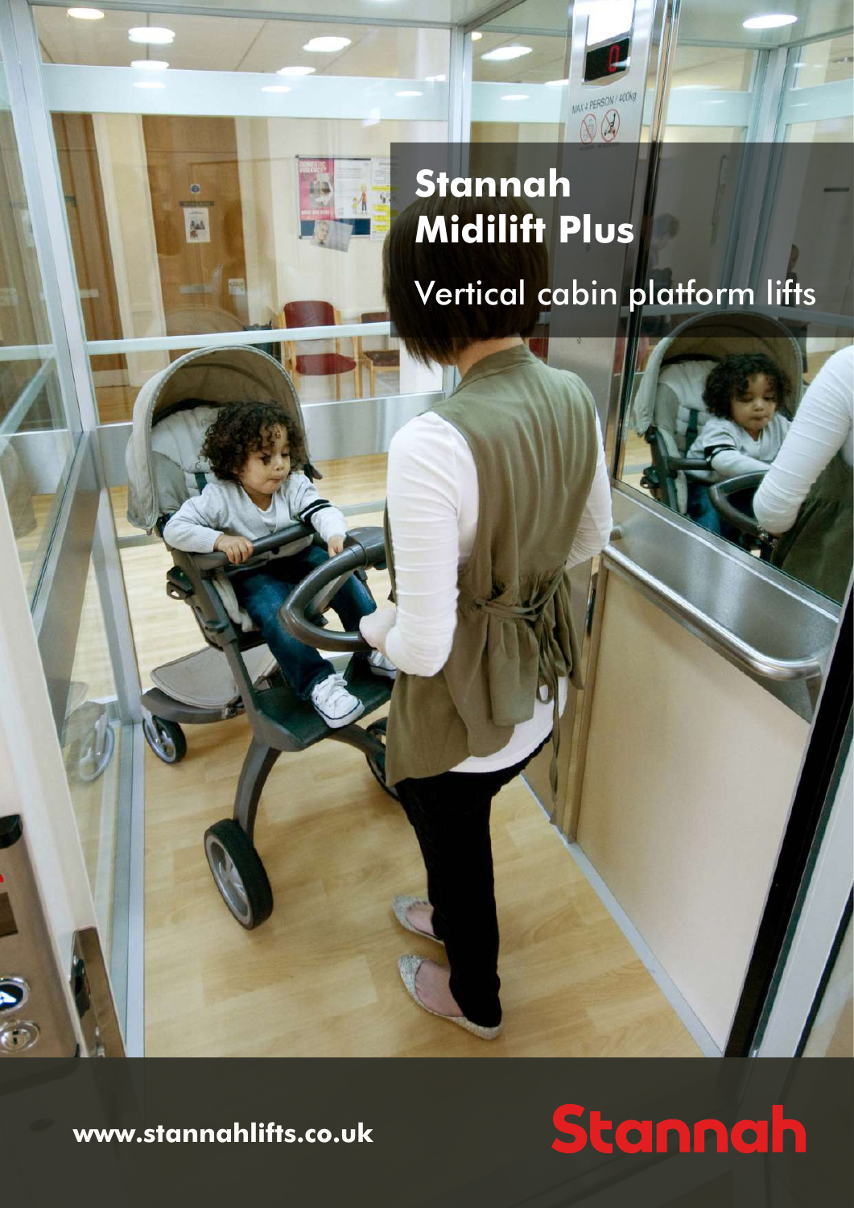# Stannah Midilift Plus

## Vertical cabin platform lifts

www.stannahlifts.co.uk

Stannah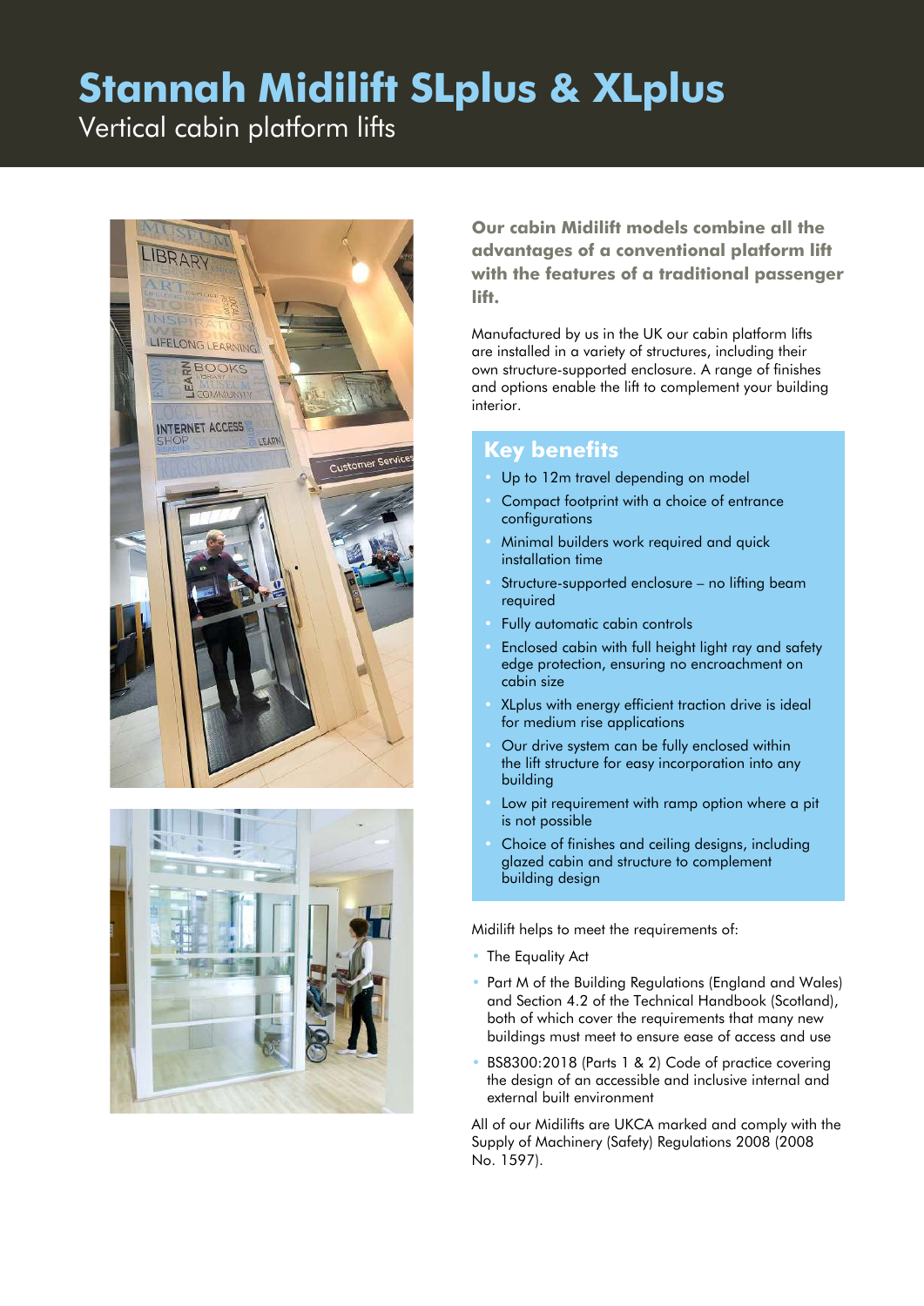# Stannah Midilift SLplus & XLplus

Vertical cabin platform lifts

**Our cabin Midilift models combine all the advantages of a conventional platform lift with the features of a traditional passenger lift.**

Manufactured by us in the UK our cabin platform lifts are installed in a variety of structures, including their own structure-supported enclosure. A range of finishes and options enable the lift to complement your building interior.

## Key benefits

- Up to 12m travel depending on model
- Compact footprint with a choice of entrance configurations
- Minimal builders work required and quick installation time
- Structure-supported enclosure – no lifting beam required
- Fully automatic cabin controls
- Enclosed cabin with full height light ray and safety edge protection, ensuring no encroachment on cabin size
- XLplus with energy efficient traction drive is ideal for medium rise applications
- Our drive system can be fully enclosed within the lift structure for easy incorporation into any building
- Low pit requirement with ramp option where a pit is not possible
- Choice of finishes and ceiling designs, including glazed cabin and structure to complement building design

Midilift helps to meet the requirements of:

- The Equality Act
- Part M of the Building Regulations (England and Wales) and Section 4.2 of the Technical Handbook (Scotland), both of which cover the requirements that many new buildings must meet to ensure ease of access and use
- BS8300:2018 (Parts 1 & 2) Code of practice covering the design of an accessible and inclusive internal and external built environment

All of our Midilifts are UKCA marked and comply with the Supply of Machinery (Safety) Regulations 2008 (2008 No. 1597).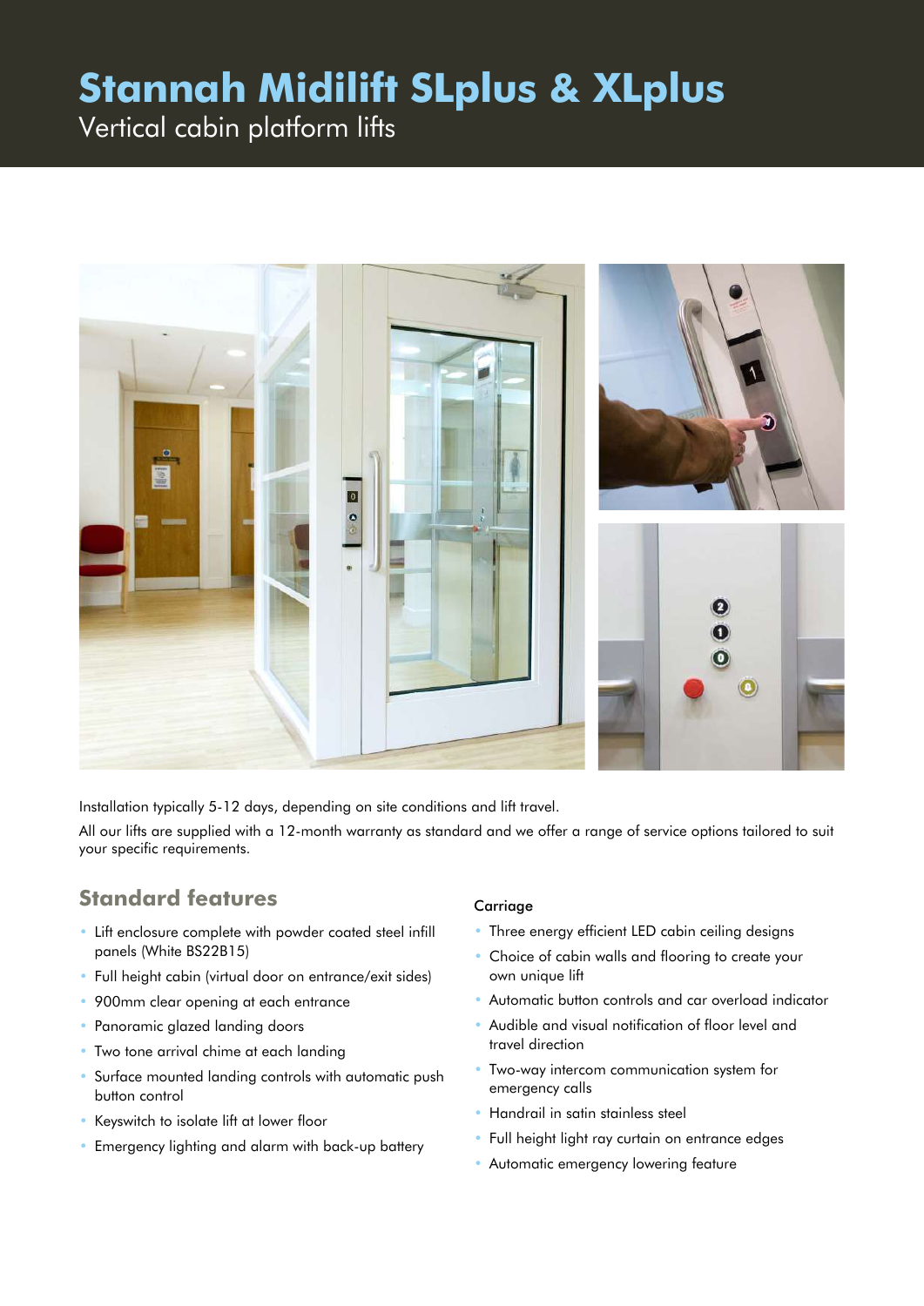# Stannah Midilift SLplus & XLplus

Vertical cabin platform lifts

Installation typically 5-12 days, depending on site conditions and lift travel.

All our lifts are supplied with a 12-month warranty as standard and we offer a range of service options tailored to suit your specific requirements.

## Standard features

- Lift enclosure complete with powder coated steel infill panels (White BS22B15)
- Full height cabin (virtual door on entrance/exit sides)
- 900mm clear opening at each entrance
- Panoramic glazed landing doors
- Two tone arrival chime at each landing
- Surface mounted landing controls with automatic push button control
- Keyswitch to isolate lift at lower floor
- Emergency lighting and alarm with back-up battery

Carriage

- Three energy efficient LED cabin ceiling designs
- Choice of cabin walls and flooring to create your own unique lift
- Automatic button controls and car overload indicator
- Audible and visual notification of floor level and travel direction
- Two-way intercom communication system for emergency calls
- Handrail in satin stainless steel
- Full height light ray curtain on entrance edges
- Automatic emergency lowering feature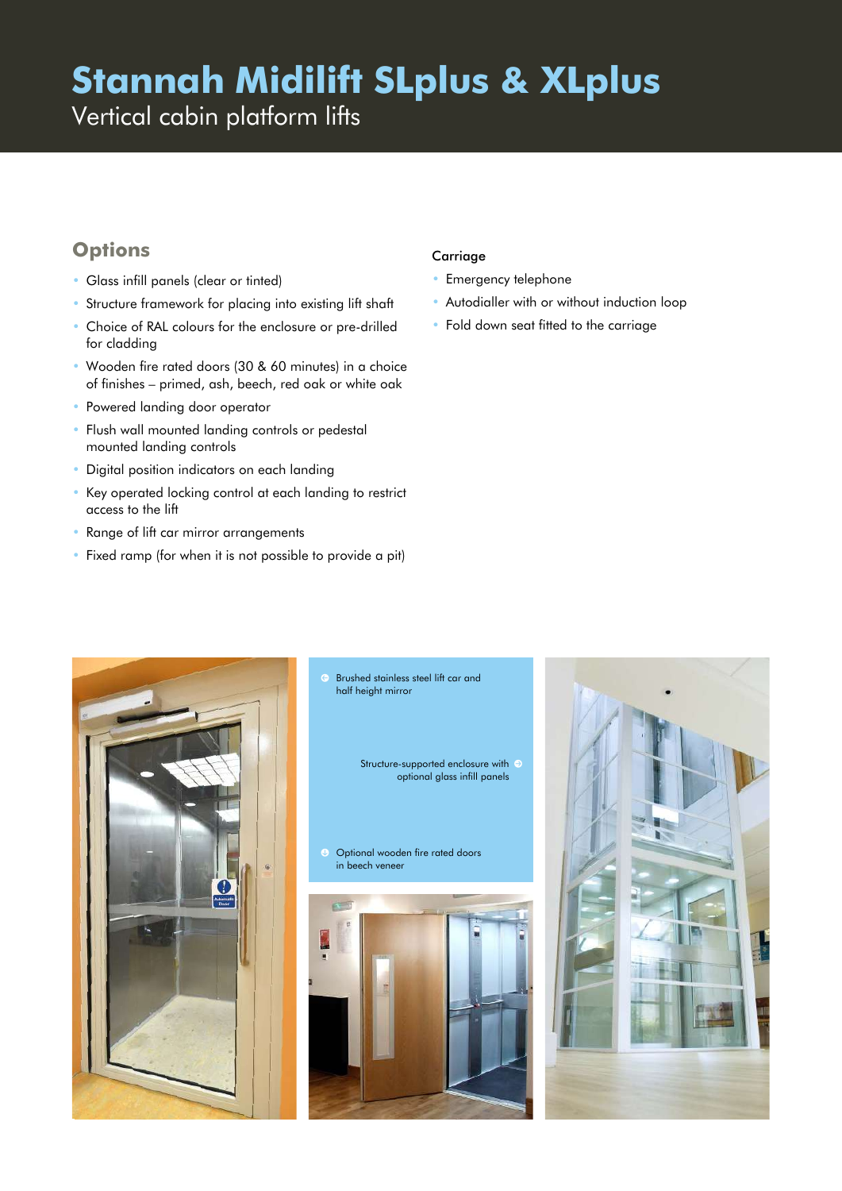# Stannah Midilift SLplus & XLplus

Vertical cabin platform lifts

## Options

- Glass infill panels (clear or tinted)
- Structure framework for placing into existing lift shaft
- Choice of RAL colours for the enclosure or pre-drilled for cladding
- Wooden fire rated doors (30 & 60 minutes) in a choice of finishes – primed, ash, beech, red oak or white oak
- Powered landing door operator
- Flush wall mounted landing controls or pedestal mounted landing controls
- Digital position indicators on each landing
- Key operated locking control at each landing to restrict access to the lift
- Range of lift car mirror arrangements
- Fixed ramp (for when it is not possible to provide a pit)

### Carriage

- Emergency telephone
- Autodialler with or without induction loop
- Fold down seat fitted to the carriage

Brushed stainless steel lift car and half height mirror

Structure-supported enclosure with optional glass infill panels

Optional wooden fire rated doors in beech veneer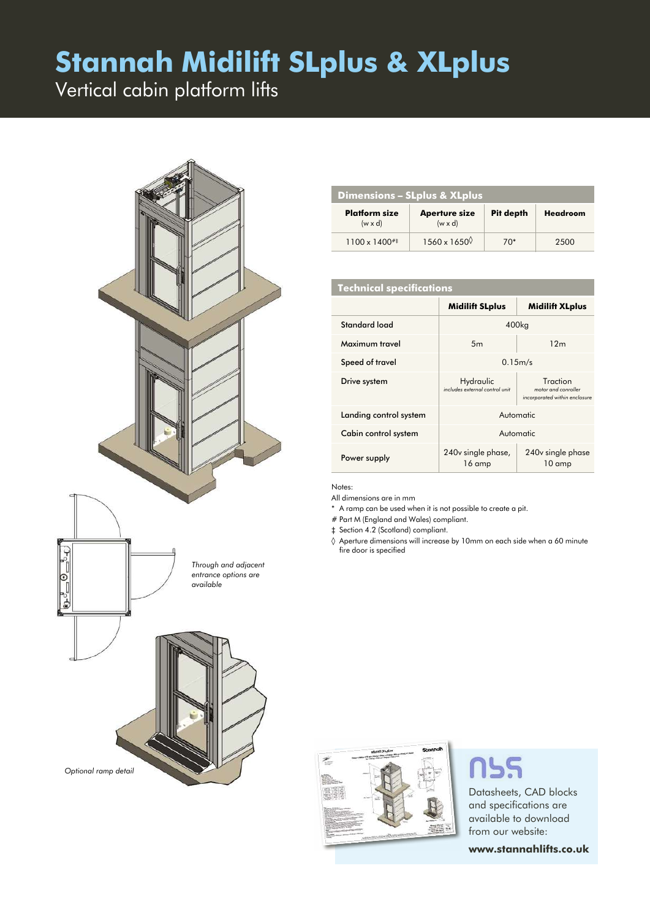# Stannah Midilift SLplus & XLplus

Vertical cabin platform lifts

*Through and adjacent entrance options are available*

*Optional ramp detail*

## Dimensions – SLplus & XLplus

| Platform size (w x d) | Aperture size (w x d) | Pit depth | Headroom |
|---|---|---|---|
| 1100 x 1400*#‡ | 1560 x 1650◊ | 70* | 2500 |

## Technical specifications

| | Midilift SLplus | Midilift XLplus |
|---|---|---|
| Standard load | 400kg | |
| Maximum travel | 5m | 12m |
| Speed of travel | 0.15m/s | |
| Drive system | Hydraulic *includes external control unit* | Traction *motor and controller incorporated within enclosure* |
| Landing control system | Automatic | |
| Cabin control system | Automatic | |
| Power supply | 240v single phase, 16 amp | 240v single phase 10 amp |

Notes:

All dimensions are in mm

\* A ramp can be used when it is not possible to create a pit.

\# Part M (England and Wales) compliant.

‡ Section 4.2 (Scotland) compliant.

◊ Aperture dimensions will increase by 10mm on each side when a 60 minute fire door is specified

NBS

Datasheets, CAD blocks and specifications are available to download from our website:

**www.stannahlifts.co.uk**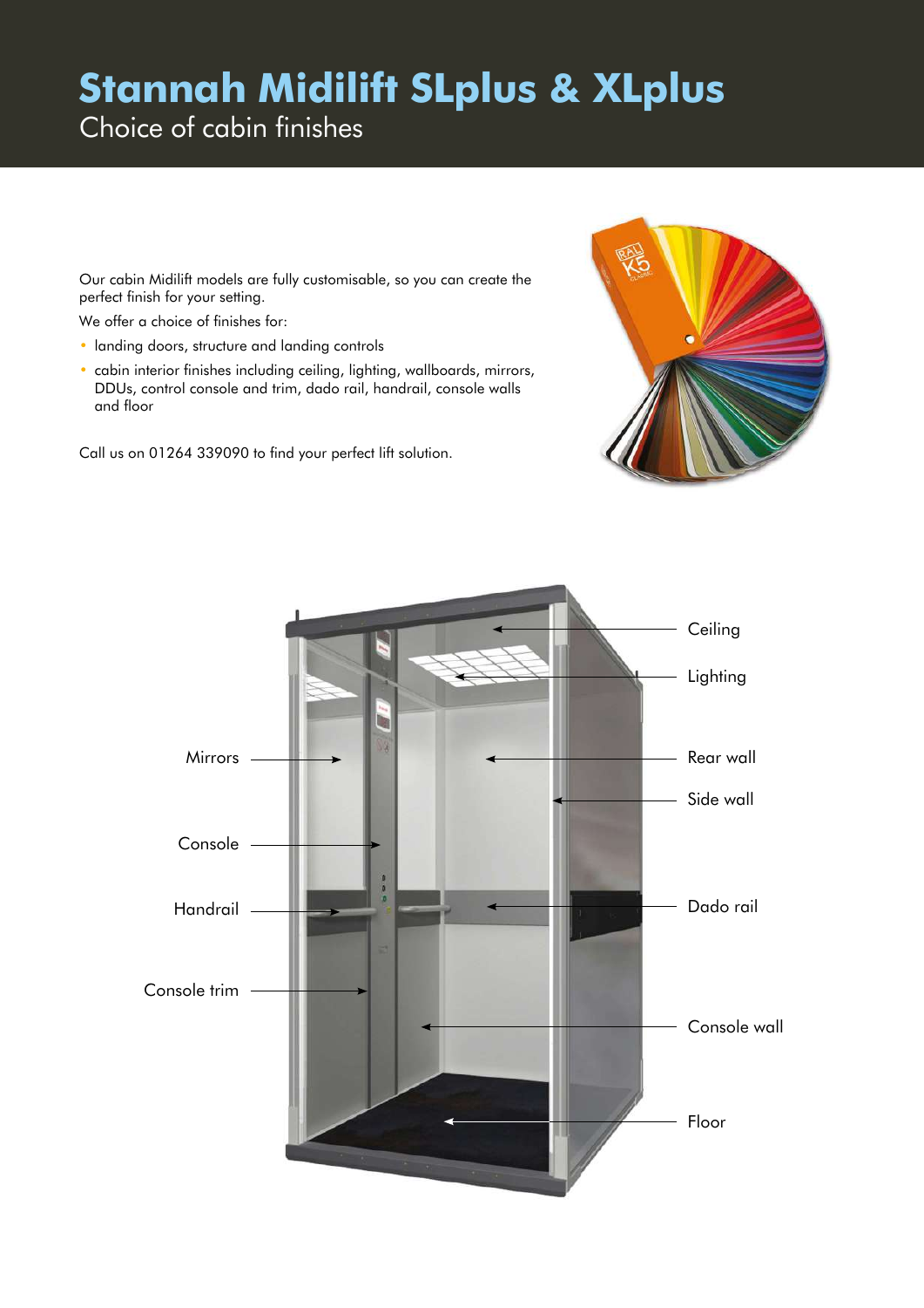# Stannah Midilift SLplus & XLplus

## Choice of cabin finishes

Our cabin Midilift models are fully customisable, so you can create the perfect finish for your setting.

We offer a choice of finishes for:

- landing doors, structure and landing controls
- cabin interior finishes including ceiling, lighting, wallboards, mirrors, DDUs, control console and trim, dado rail, handrail, console walls and floor

Call us on 01264 339090 to find your perfect lift solution.

Ceiling

Lighting

Mirrors

Rear wall

Side wall

Console

Handrail

Dado rail

Console trim

Console wall

Floor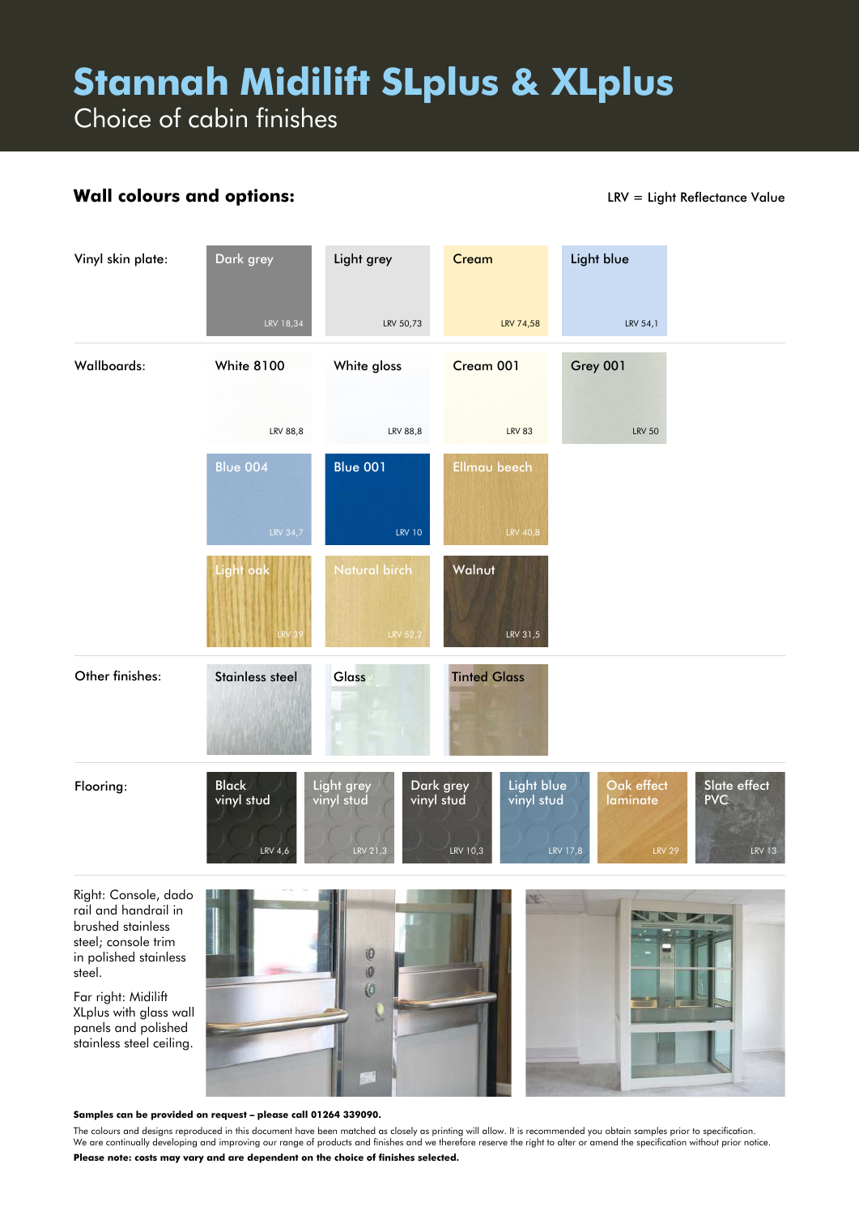# Stannah Midilift SLplus & XLplus

## Choice of cabin finishes

### Wall colours and options:

LRV = Light Reflectance Value

**Vinyl skin plate:**

| Finish | LRV |
|---|---|
| Dark grey | LRV 18,34 |
| Light grey | LRV 50,73 |
| Cream | LRV 74,58 |
| Light blue | LRV 54,1 |

**Wallboards:**

| Finish | LRV |
|---|---|
| White 8100 | LRV 88,8 |
| White gloss | LRV 88,8 |
| Cream 001 | LRV 83 |
| Grey 001 | LRV 50 |
| Blue 004 | LRV 34,7 |
| Blue 001 | LRV 10 |
| Ellmau beech | LRV 40,8 |
| Light oak | LRV 39 |
| Natural birch | LRV 52,2 |
| Walnut | LRV 31,5 |

**Other finishes:**

- Stainless steel
- Glass
- Tinted Glass

**Flooring:**

| Finish | LRV |
|---|---|
| Black vinyl stud | LRV 4,6 |
| Light grey vinyl stud | LRV 21,3 |
| Dark grey vinyl stud | LRV 10,3 |
| Light blue vinyl stud | LRV 17,8 |
| Oak effect laminate | LRV 29 |
| Slate effect PVC | LRV 13 |

Right: Console, dado rail and handrail in brushed stainless steel; console trim in polished stainless steel.

Far right: Midilift XLplus with glass wall panels and polished stainless steel ceiling.

**Samples can be provided on request – please call 01264 339090.**

The colours and designs reproduced in this document have been matched as closely as printing will allow. It is recommended you obtain samples prior to specification. We are continually developing and improving our range of products and finishes and we therefore reserve the right to alter or amend the specification without prior notice.

**Please note: costs may vary and are dependent on the choice of finishes selected.**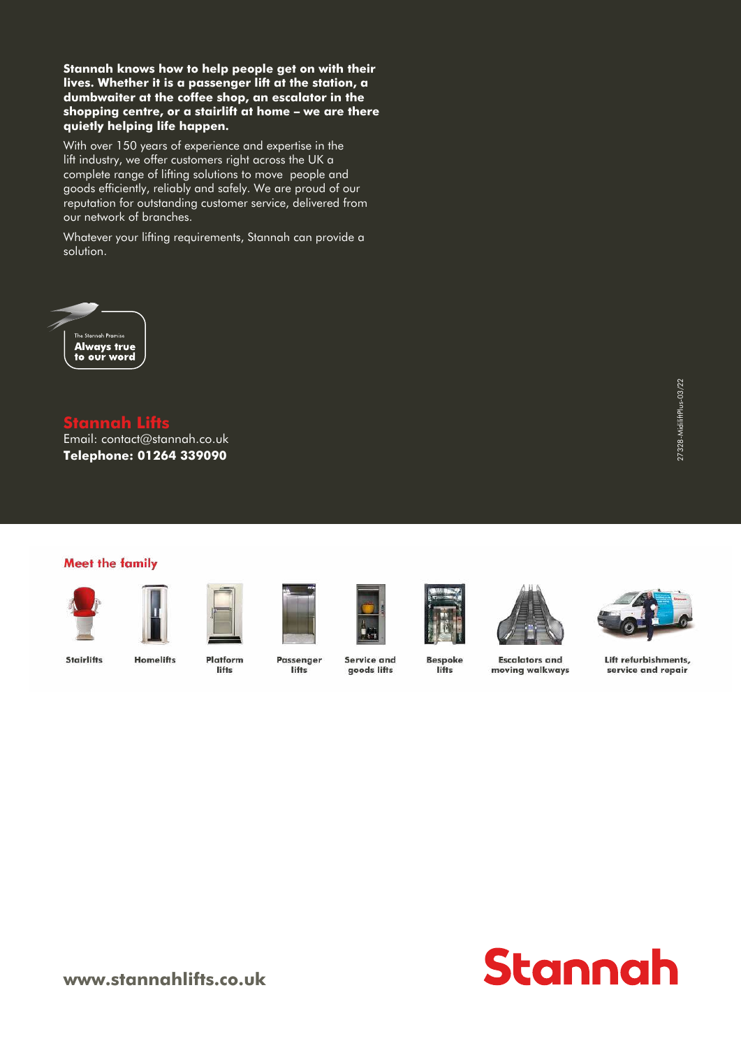**Stannah knows how to help people get on with their lives. Whether it is a passenger lift at the station, a dumbwaiter at the coffee shop, an escalator in the shopping centre, or a stairlift at home – we are there quietly helping life happen.**

With over 150 years of experience and expertise in the lift industry, we offer customers right across the UK a complete range of lifting solutions to move people and goods efficiently, reliably and safely. We are proud of our reputation for outstanding customer service, delivered from our network of branches.

Whatever your lifting requirements, Stannah can provide a solution.

The Stannah Promise
**Always true to our word**

## Stannah Lifts

Email: contact@stannah.co.uk
**Telephone: 01264 339090**

27328-MidiliftPlus-03/22

### Meet the family

Stairlifts

Homelifts

Platform lifts

Passenger lifts

Service and goods lifts

Bespoke lifts

Escalators and moving walkways

Lift refurbishments, service and repair

**www.stannahlifts.co.uk**

Stannah